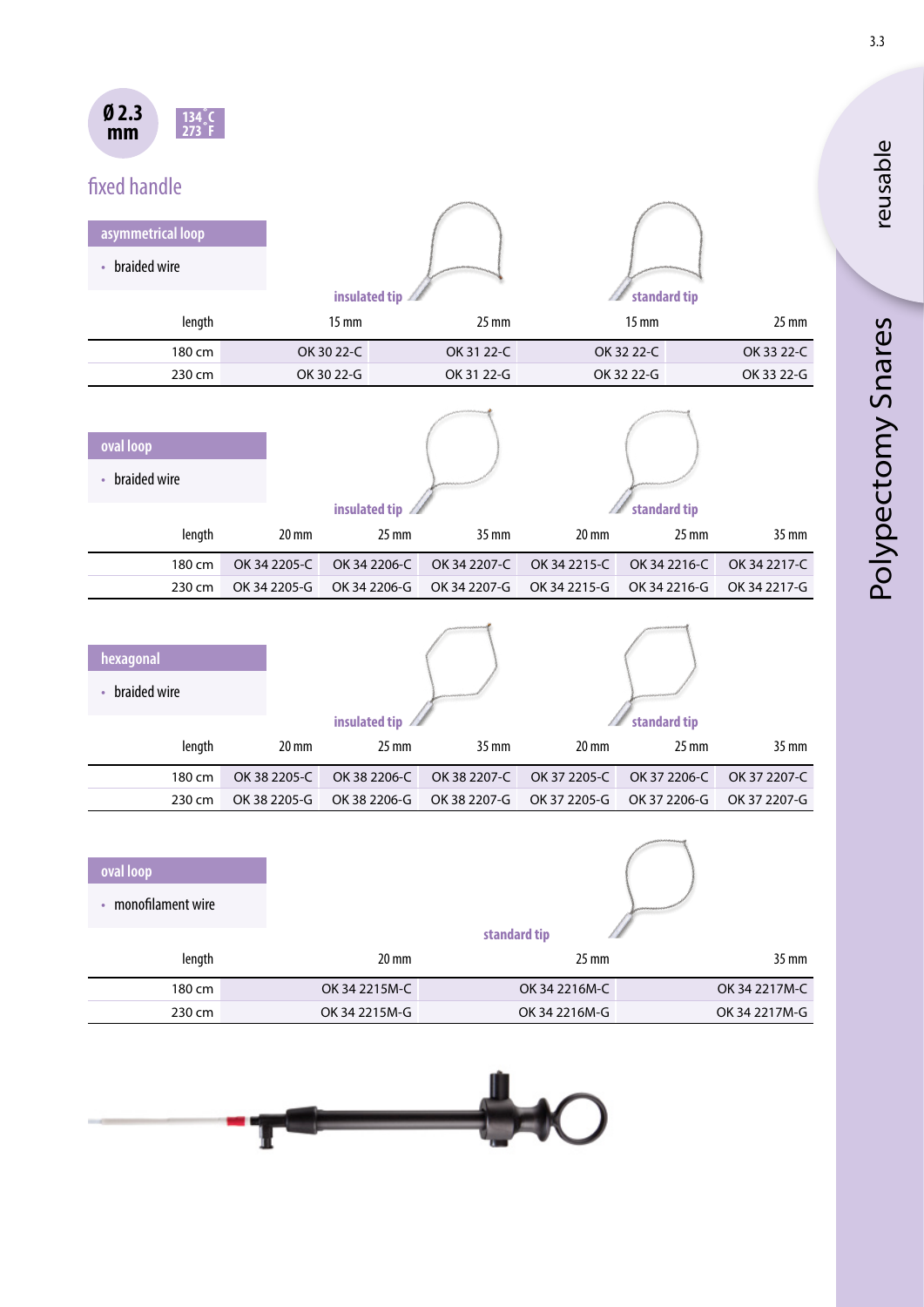Ø 2.3 mm

134 °C
273 °F

## fixed handle

### asymmetrical loop

- braided wire

| length | insulated tip 15 mm | insulated tip 25 mm | standard tip 15 mm | standard tip 25 mm |
|---|---|---|---|---|
| 180 cm | OK 30 22-C | OK 31 22-C | OK 32 22-C | OK 33 22-C |
| 230 cm | OK 30 22-G | OK 31 22-G | OK 32 22-G | OK 33 22-G |

### oval loop

- braided wire

| length | insulated tip 20 mm | insulated tip 25 mm | insulated tip 35 mm | standard tip 20 mm | standard tip 25 mm | standard tip 35 mm |
|---|---|---|---|---|---|---|
| 180 cm | OK 34 2205-C | OK 34 2206-C | OK 34 2207-C | OK 34 2215-C | OK 34 2216-C | OK 34 2217-C |
| 230 cm | OK 34 2205-G | OK 34 2206-G | OK 34 2207-G | OK 34 2215-G | OK 34 2216-G | OK 34 2217-G |

### hexagonal

- braided wire

| length | insulated tip 20 mm | insulated tip 25 mm | insulated tip 35 mm | standard tip 20 mm | standard tip 25 mm | standard tip 35 mm |
|---|---|---|---|---|---|---|
| 180 cm | OK 38 2205-C | OK 38 2206-C | OK 38 2207-C | OK 37 2205-C | OK 37 2206-C | OK 37 2207-C |
| 230 cm | OK 38 2205-G | OK 38 2206-G | OK 38 2207-G | OK 37 2205-G | OK 37 2206-G | OK 37 2207-G |

### oval loop

- monofilament wire

| length | standard tip 20 mm | standard tip 25 mm | standard tip 35 mm |
|---|---|---|---|
| 180 cm | OK 34 2215M-C | OK 34 2216M-C | OK 34 2217M-C |
| 230 cm | OK 34 2215M-G | OK 34 2216M-G | OK 34 2217M-G |

reusable

Polypectomy Snares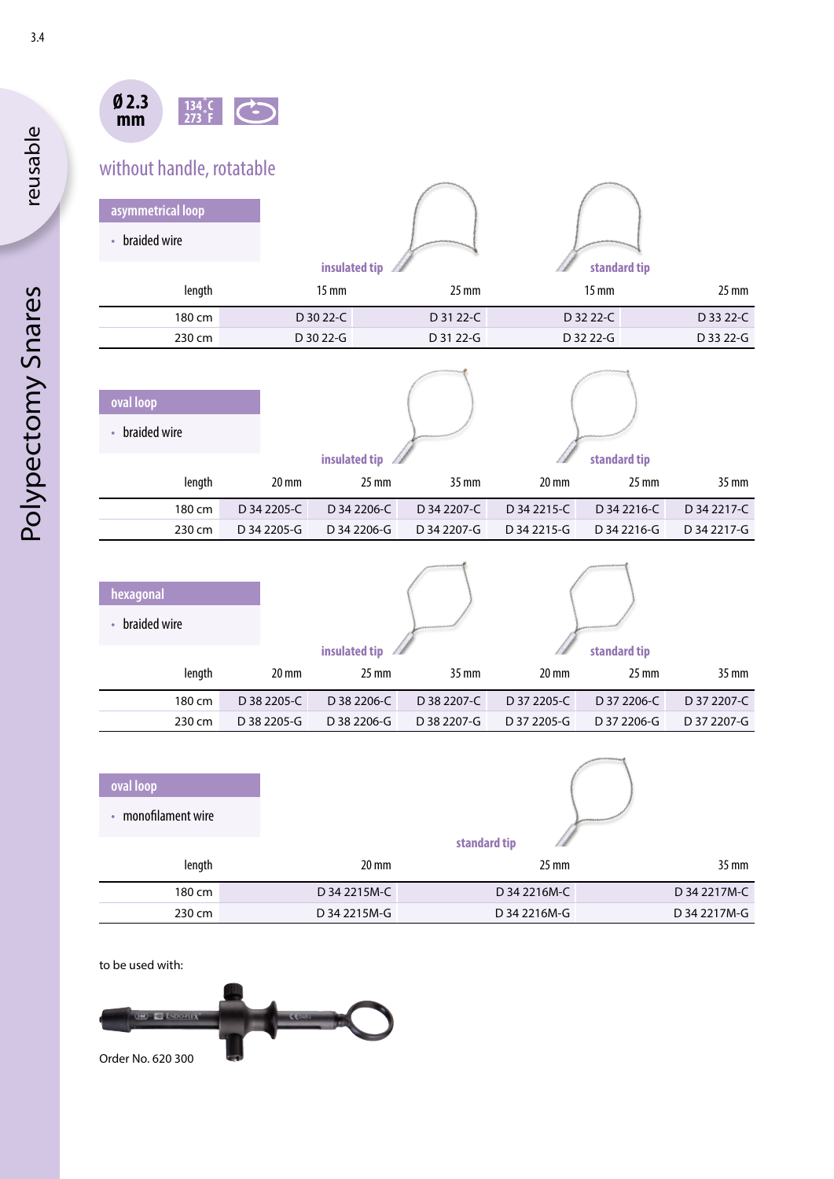reusable

Polypectomy Snares

Ø 2.3 mm

134 °C / 273 °F

## without handle, rotatable

### asymmetrical loop

- braided wire

| | insulated tip | | standard tip | |
|---|---|---|---|---|
| length | 15 mm | 25 mm | 15 mm | 25 mm |
| 180 cm | D 30 22-C | D 31 22-C | D 32 22-C | D 33 22-C |
| 230 cm | D 30 22-G | D 31 22-G | D 32 22-G | D 33 22-G |

### oval loop

- braided wire

| | insulated tip | | | standard tip | | |
|---|---|---|---|---|---|---|
| length | 20 mm | 25 mm | 35 mm | 20 mm | 25 mm | 35 mm |
| 180 cm | D 34 2205-C | D 34 2206-C | D 34 2207-C | D 34 2215-C | D 34 2216-C | D 34 2217-C |
| 230 cm | D 34 2205-G | D 34 2206-G | D 34 2207-G | D 34 2215-G | D 34 2216-G | D 34 2217-G |

### hexagonal

- braided wire

| | insulated tip | | | standard tip | | |
|---|---|---|---|---|---|---|
| length | 20 mm | 25 mm | 35 mm | 20 mm | 25 mm | 35 mm |
| 180 cm | D 38 2205-C | D 38 2206-C | D 38 2207-C | D 37 2205-C | D 37 2206-C | D 37 2207-C |
| 230 cm | D 38 2205-G | D 38 2206-G | D 38 2207-G | D 37 2205-G | D 37 2206-G | D 37 2207-G |

### oval loop

- monofilament wire

| | standard tip | | |
|---|---|---|---|
| length | 20 mm | 25 mm | 35 mm |
| 180 cm | D 34 2215M-C | D 34 2216M-C | D 34 2217M-C |
| 230 cm | D 34 2215M-G | D 34 2216M-G | D 34 2217M-G |

to be used with:

Order No. 620 300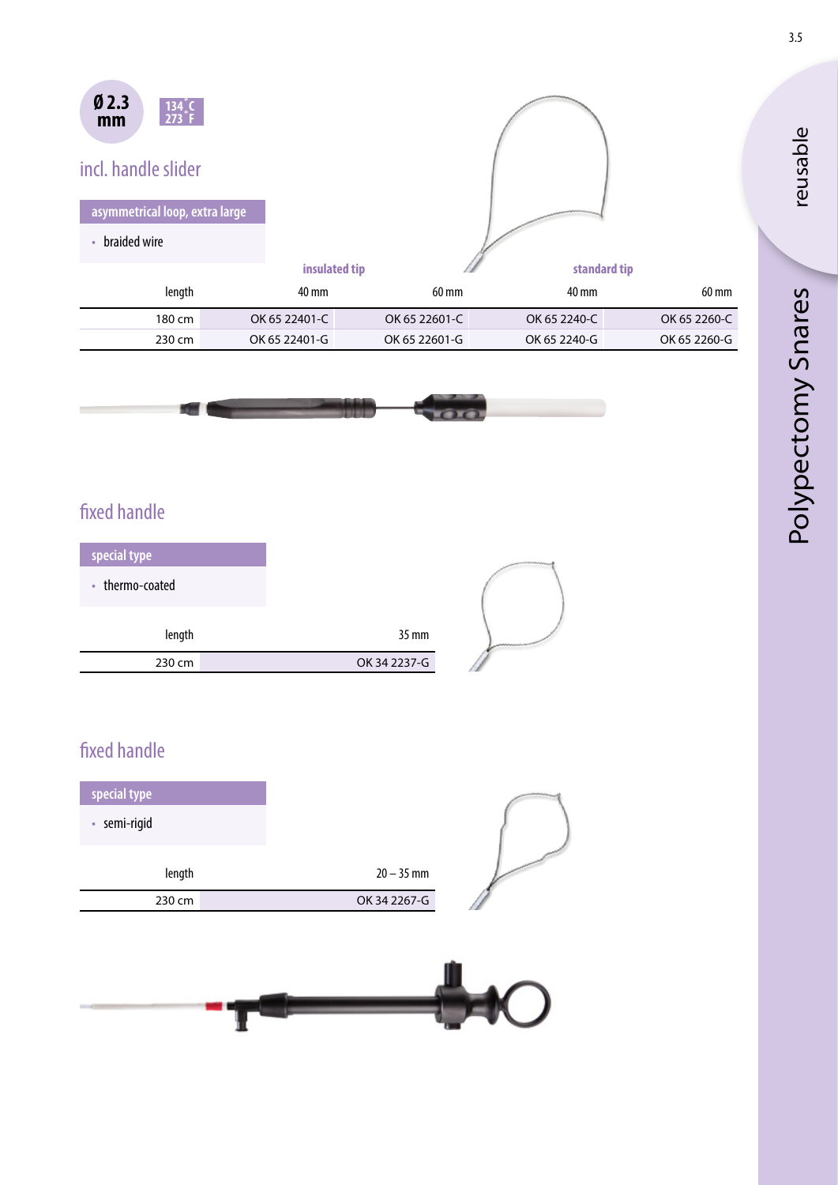Ø 2.3 mm

134 °C
273 °F

## incl. handle slider

**asymmetrical loop, extra large**

- braided wire

| | insulated tip | | standard tip | |
|---|---|---|---|---|
| length | 40 mm | 60 mm | 40 mm | 60 mm |
| 180 cm | OK 65 22401-C | OK 65 22601-C | OK 65 2240-C | OK 65 2260-C |
| 230 cm | OK 65 22401-G | OK 65 22601-G | OK 65 2240-G | OK 65 2260-G |

## fixed handle

**special type**

- thermo-coated

| length | 35 mm |
|---|---|
| 230 cm | OK 34 2237-G |

## fixed handle

**special type**

- semi-rigid

| length | 20 – 35 mm |
|---|---|
| 230 cm | OK 34 2267-G |

reusable

Polypectomy Snares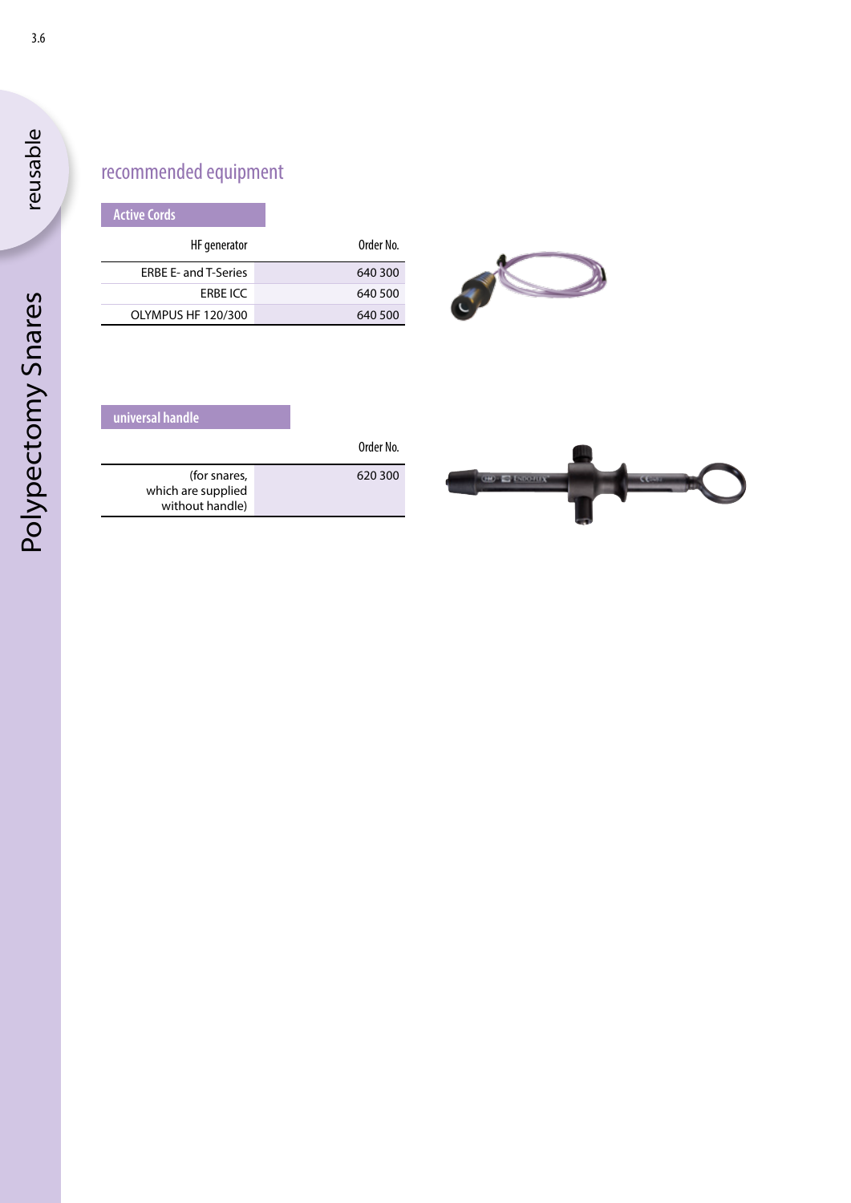## recommended equipment

### Active Cords

| HF generator | Order No. |
|---|---|
| ERBE E- and T-Series | 640 300 |
| ERBE ICC | 640 500 |
| OLYMPUS HF 120/300 | 640 500 |

### universal handle

| | Order No. |
|---|---|
| (for snares, which are supplied without handle) | 620 300 |